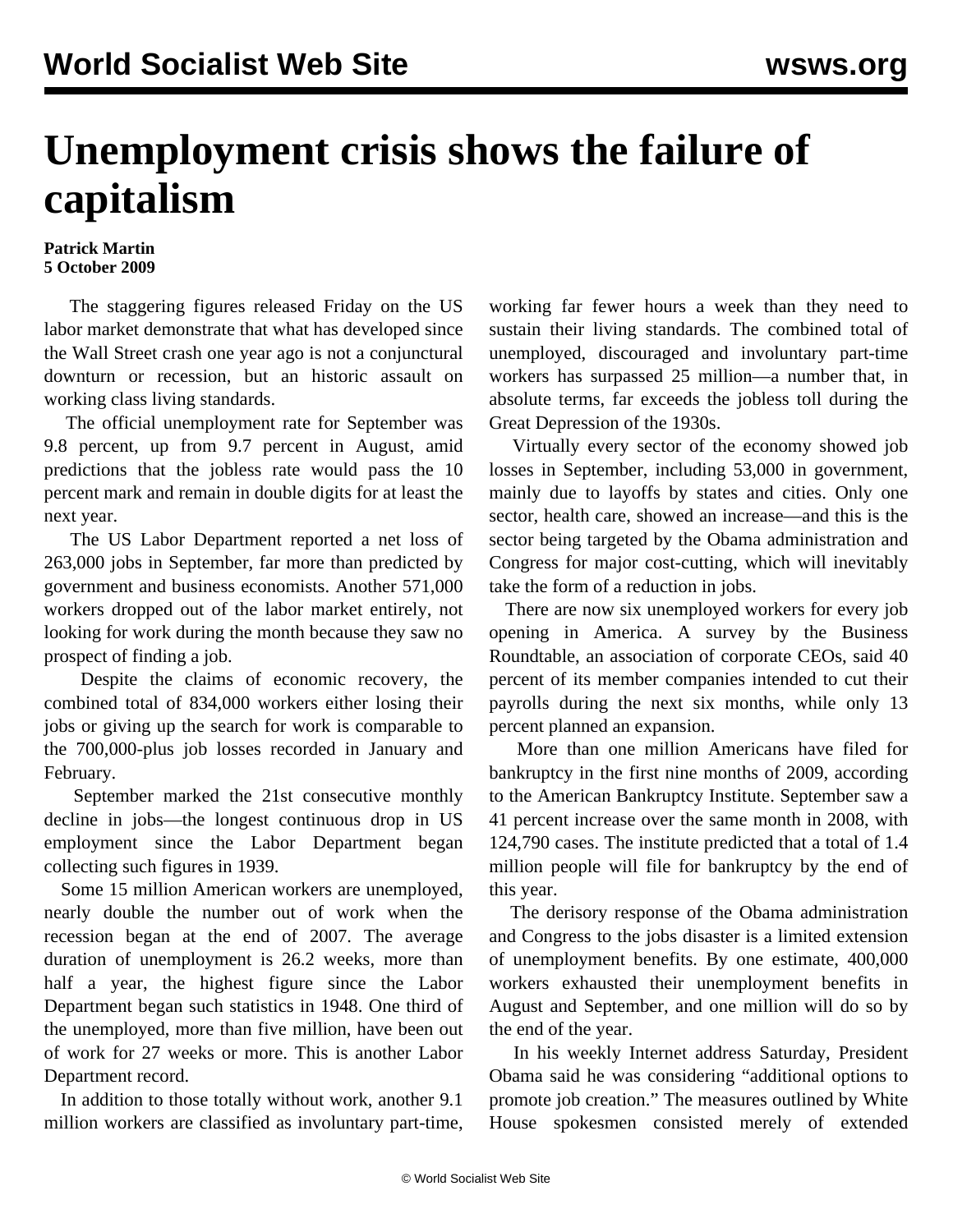# Unemployment crisis shows the failure of capitalism

**Patrick Martin**
**5 October 2009**

The staggering figures released Friday on the US labor market demonstrate that what has developed since the Wall Street crash one year ago is not a conjunctural downturn or recession, but an historic assault on working class living standards.

The official unemployment rate for September was 9.8 percent, up from 9.7 percent in August, amid predictions that the jobless rate would pass the 10 percent mark and remain in double digits for at least the next year.

The US Labor Department reported a net loss of 263,000 jobs in September, far more than predicted by government and business economists. Another 571,000 workers dropped out of the labor market entirely, not looking for work during the month because they saw no prospect of finding a job.

Despite the claims of economic recovery, the combined total of 834,000 workers either losing their jobs or giving up the search for work is comparable to the 700,000-plus job losses recorded in January and February.

September marked the 21st consecutive monthly decline in jobs—the longest continuous drop in US employment since the Labor Department began collecting such figures in 1939.

Some 15 million American workers are unemployed, nearly double the number out of work when the recession began at the end of 2007. The average duration of unemployment is 26.2 weeks, more than half a year, the highest figure since the Labor Department began such statistics in 1948. One third of the unemployed, more than five million, have been out of work for 27 weeks or more. This is another Labor Department record.

In addition to those totally without work, another 9.1 million workers are classified as involuntary part-time, working far fewer hours a week than they need to sustain their living standards. The combined total of unemployed, discouraged and involuntary part-time workers has surpassed 25 million—a number that, in absolute terms, far exceeds the jobless toll during the Great Depression of the 1930s.

Virtually every sector of the economy showed job losses in September, including 53,000 in government, mainly due to layoffs by states and cities. Only one sector, health care, showed an increase—and this is the sector being targeted by the Obama administration and Congress for major cost-cutting, which will inevitably take the form of a reduction in jobs.

There are now six unemployed workers for every job opening in America. A survey by the Business Roundtable, an association of corporate CEOs, said 40 percent of its member companies intended to cut their payrolls during the next six months, while only 13 percent planned an expansion.

More than one million Americans have filed for bankruptcy in the first nine months of 2009, according to the American Bankruptcy Institute. September saw a 41 percent increase over the same month in 2008, with 124,790 cases. The institute predicted that a total of 1.4 million people will file for bankruptcy by the end of this year.

The derisory response of the Obama administration and Congress to the jobs disaster is a limited extension of unemployment benefits. By one estimate, 400,000 workers exhausted their unemployment benefits in August and September, and one million will do so by the end of the year.

In his weekly Internet address Saturday, President Obama said he was considering "additional options to promote job creation." The measures outlined by White House spokesmen consisted merely of extended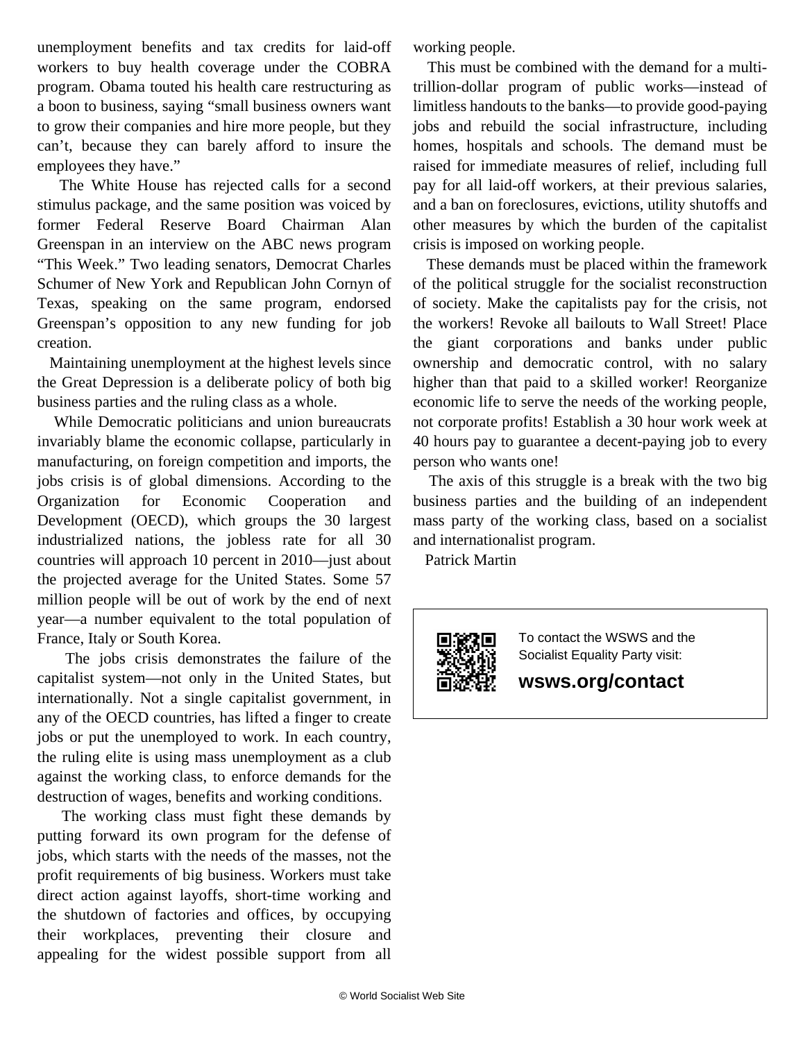unemployment benefits and tax credits for laid-off workers to buy health coverage under the COBRA program. Obama touted his health care restructuring as a boon to business, saying "small business owners want to grow their companies and hire more people, but they can't, because they can barely afford to insure the employees they have."

The White House has rejected calls for a second stimulus package, and the same position was voiced by former Federal Reserve Board Chairman Alan Greenspan in an interview on the ABC news program "This Week." Two leading senators, Democrat Charles Schumer of New York and Republican John Cornyn of Texas, speaking on the same program, endorsed Greenspan's opposition to any new funding for job creation.

Maintaining unemployment at the highest levels since the Great Depression is a deliberate policy of both big business parties and the ruling class as a whole.

While Democratic politicians and union bureaucrats invariably blame the economic collapse, particularly in manufacturing, on foreign competition and imports, the jobs crisis is of global dimensions. According to the Organization for Economic Cooperation and Development (OECD), which groups the 30 largest industrialized nations, the jobless rate for all 30 countries will approach 10 percent in 2010—just about the projected average for the United States. Some 57 million people will be out of work by the end of next year—a number equivalent to the total population of France, Italy or South Korea.

The jobs crisis demonstrates the failure of the capitalist system—not only in the United States, but internationally. Not a single capitalist government, in any of the OECD countries, has lifted a finger to create jobs or put the unemployed to work. In each country, the ruling elite is using mass unemployment as a club against the working class, to enforce demands for the destruction of wages, benefits and working conditions.

The working class must fight these demands by putting forward its own program for the defense of jobs, which starts with the needs of the masses, not the profit requirements of big business. Workers must take direct action against layoffs, short-time working and the shutdown of factories and offices, by occupying their workplaces, preventing their closure and appealing for the widest possible support from all working people.

This must be combined with the demand for a multi-trillion-dollar program of public works—instead of limitless handouts to the banks—to provide good-paying jobs and rebuild the social infrastructure, including homes, hospitals and schools. The demand must be raised for immediate measures of relief, including full pay for all laid-off workers, at their previous salaries, and a ban on foreclosures, evictions, utility shutoffs and other measures by which the burden of the capitalist crisis is imposed on working people.

These demands must be placed within the framework of the political struggle for the socialist reconstruction of society. Make the capitalists pay for the crisis, not the workers! Revoke all bailouts to Wall Street! Place the giant corporations and banks under public ownership and democratic control, with no salary higher than that paid to a skilled worker! Reorganize economic life to serve the needs of the working people, not corporate profits! Establish a 30 hour work week at 40 hours pay to guarantee a decent-paying job to every person who wants one!

The axis of this struggle is a break with the two big business parties and the building of an independent mass party of the working class, based on a socialist and internationalist program.

Patrick Martin

To contact the WSWS and the Socialist Equality Party visit:

**wsws.org/contact**